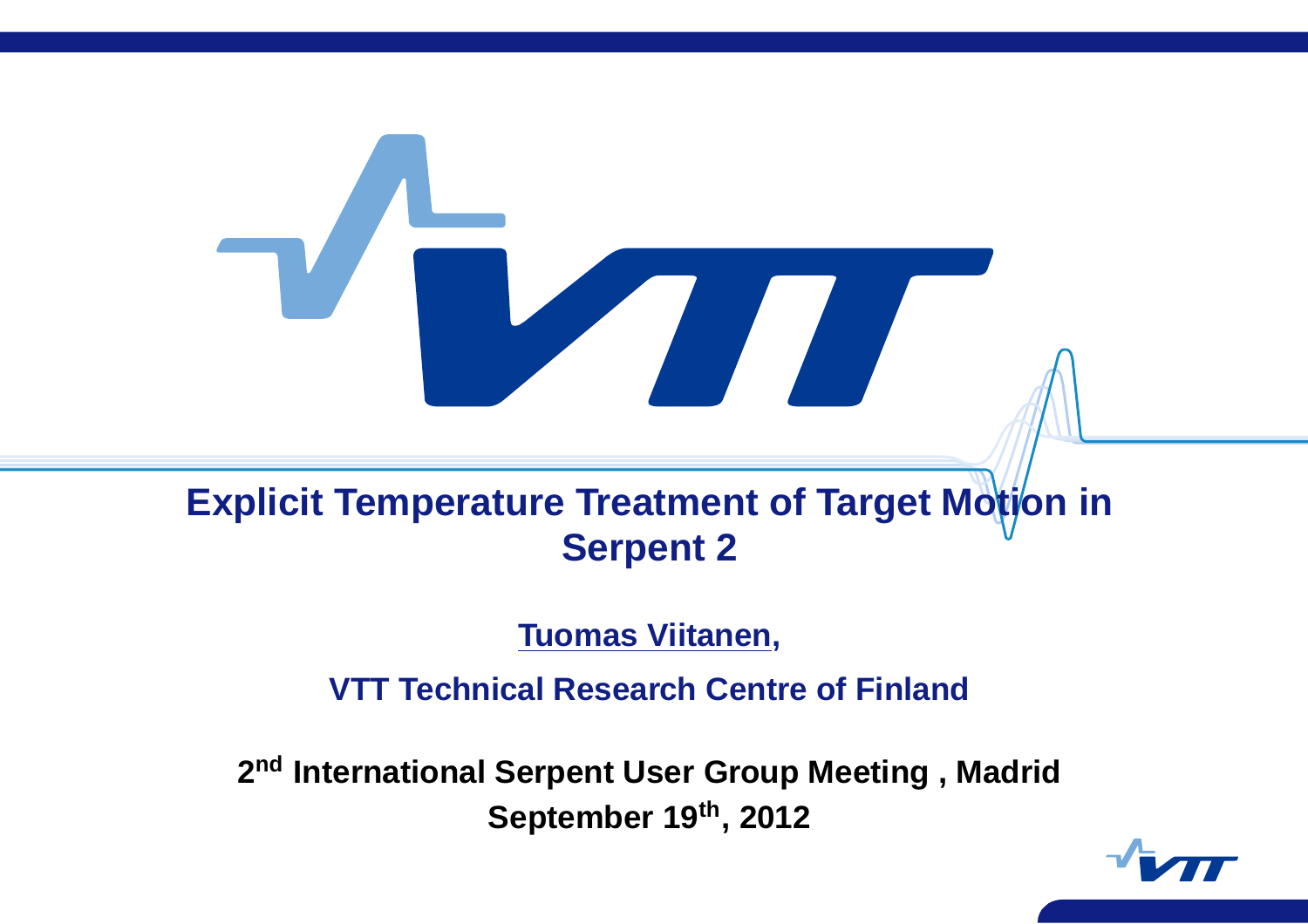# Explicit Temperature Treatment of Target Motion in Serpent 2

**Tuomas Viitanen,**

**VTT Technical Research Centre of Finland**

**2nd International Serpent User Group Meeting , Madrid**
**September 19th, 2012**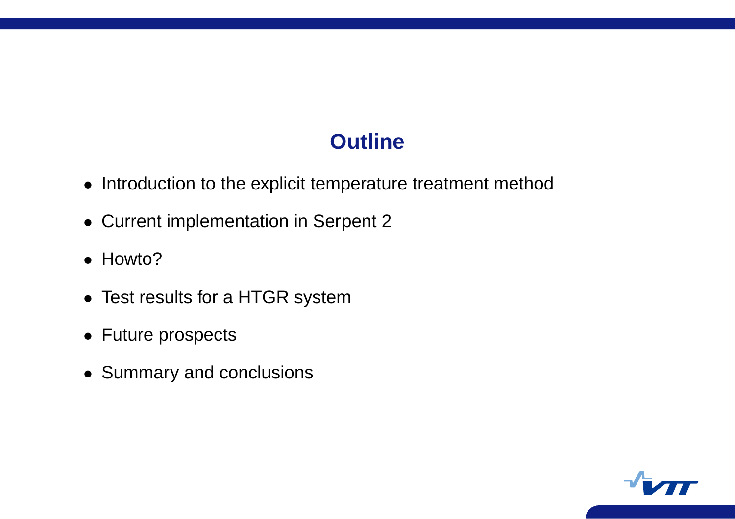# Outline

- Introduction to the explicit temperature treatment method
- Current implementation in Serpent 2
- Howto?
- Test results for a HTGR system
- Future prospects
- Summary and conclusions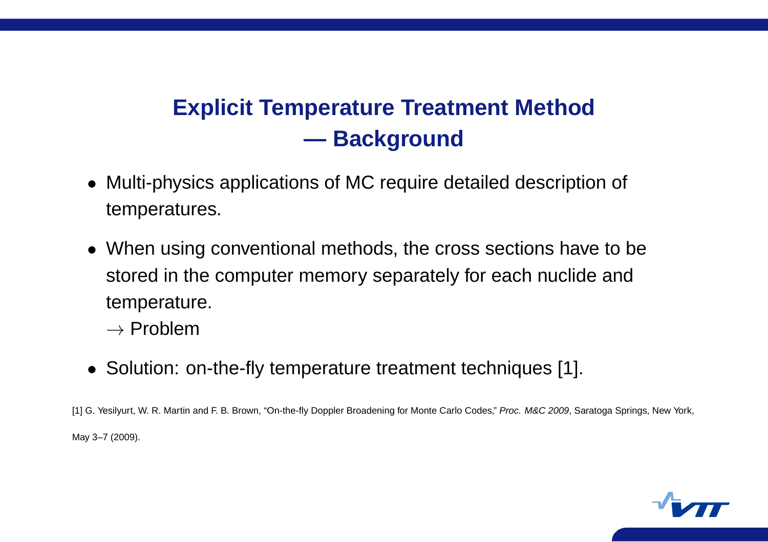# Explicit Temperature Treatment Method — Background

- Multi-physics applications of MC require detailed description of temperatures.
- When using conventional methods, the cross sections have to be stored in the computer memory separately for each nuclide and temperature.
  $\rightarrow$ Problem
- Solution: on-the-fly temperature treatment techniques [1].

[1] G. Yesilyurt, W. R. Martin and F. B. Brown, "On-the-fly Doppler Broadening for Monte Carlo Codes," *Proc. M&C 2009*, Saratoga Springs, New York, May 3–7 (2009).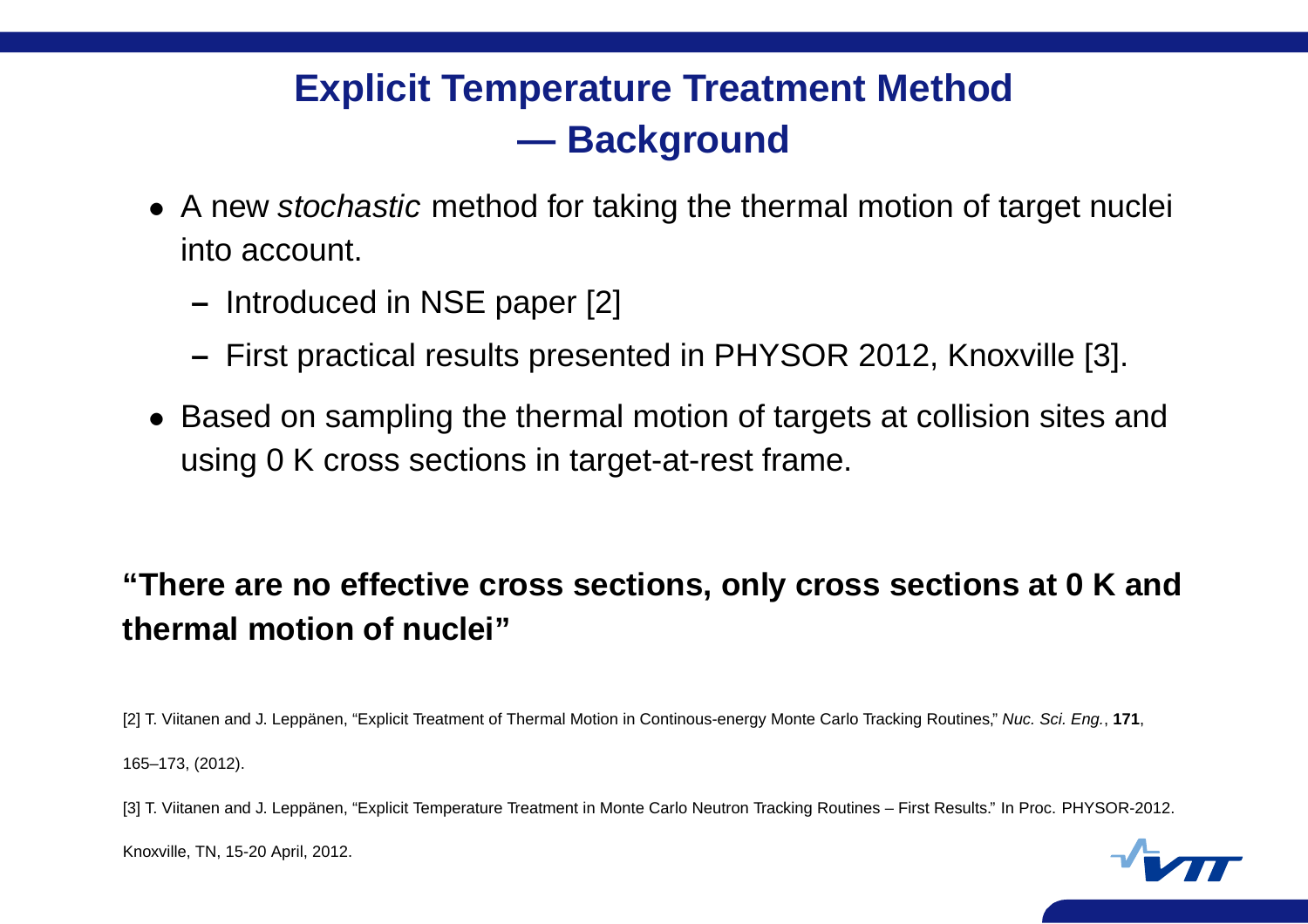# Explicit Temperature Treatment Method — Background

- A new *stochastic* method for taking the thermal motion of target nuclei into account.
  - Introduced in NSE paper [2]
  - First practical results presented in PHYSOR 2012, Knoxville [3].
- Based on sampling the thermal motion of targets at collision sites and using 0 K cross sections in target-at-rest frame.

**"There are no effective cross sections, only cross sections at 0 K and thermal motion of nuclei"**

[2] T. Viitanen and J. Leppänen, "Explicit Treatment of Thermal Motion in Continous-energy Monte Carlo Tracking Routines," *Nuc. Sci. Eng.*, **171**, 165–173, (2012).

[3] T. Viitanen and J. Leppänen, "Explicit Temperature Treatment in Monte Carlo Neutron Tracking Routines – First Results." In Proc. PHYSOR-2012. Knoxville, TN, 15-20 April, 2012.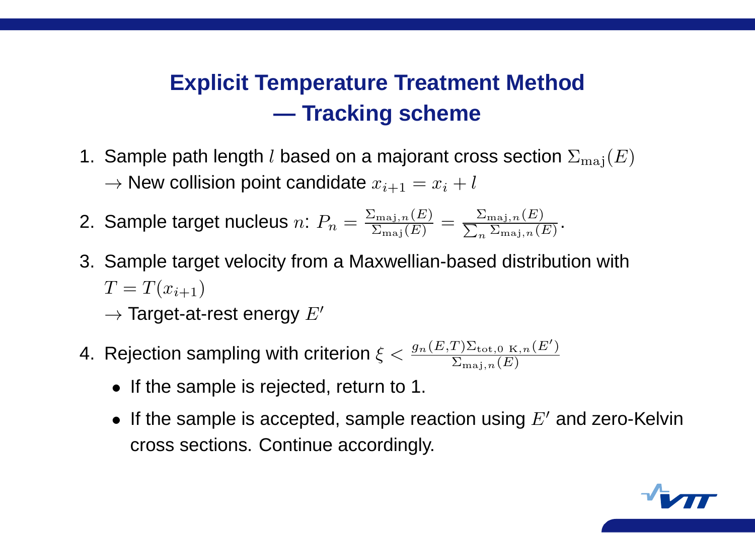# Explicit Temperature Treatment Method — Tracking scheme

1. Sample path length $l$ based on a majorant cross section $\Sigma_{\mathrm{maj}}(E)$
   $\rightarrow$ New collision point candidate $x_{i+1} = x_i + l$
2. Sample target nucleus $n$: $P_n = \frac{\Sigma_{\mathrm{maj},n}(E)}{\Sigma_{\mathrm{maj}}(E)} = \frac{\Sigma_{\mathrm{maj},n}(E)}{\sum_n \Sigma_{\mathrm{maj},n}(E)}$.
3. Sample target velocity from a Maxwellian-based distribution with $T = T(x_{i+1})$
   $\rightarrow$ Target-at-rest energy $E'$
4. Rejection sampling with criterion $\xi < \frac{g_n(E,T)\Sigma_{\mathrm{tot,0\ K},n}(E')}{\Sigma_{\mathrm{maj},n}(E)}$
   - If the sample is rejected, return to 1.
   - If the sample is accepted, sample reaction using $E'$ and zero-Kelvin cross sections. Continue accordingly.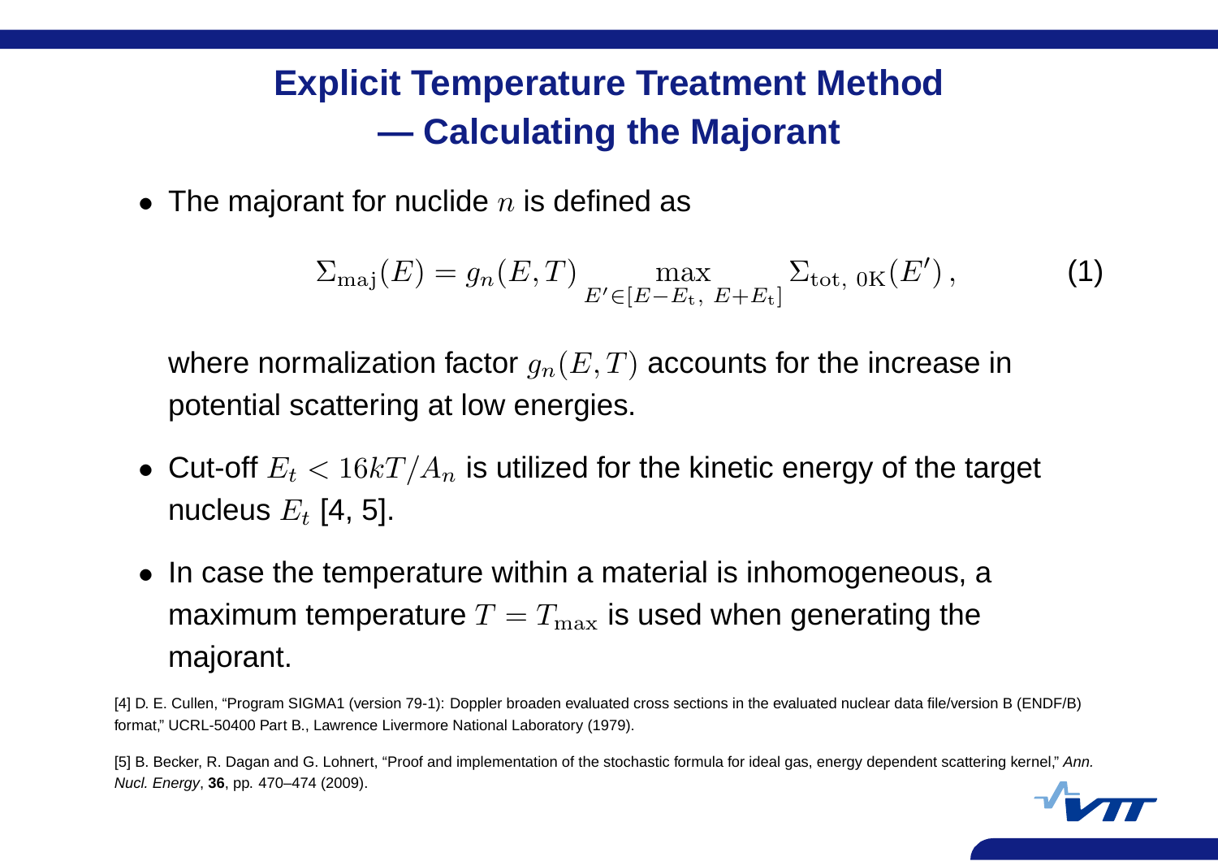# Explicit Temperature Treatment Method — Calculating the Majorant

- The majorant for nuclide $n$ is defined as

$$\Sigma_{\mathrm{maj}}(E) = g_n(E,T) \max_{E' \in [E-E_{\mathrm{t}},\ E+E_{\mathrm{t}}]} \Sigma_{\mathrm{tot,\ 0K}}(E') \,, \tag{1}$$

  where normalization factor $g_n(E,T)$ accounts for the increase in potential scattering at low energies.

- Cut-off $E_t < 16kT/A_n$ is utilized for the kinetic energy of the target nucleus $E_t$ [4, 5].

- In case the temperature within a material is inhomogeneous, a maximum temperature $T = T_{\mathrm{max}}$ is used when generating the majorant.

[4] D. E. Cullen, "Program SIGMA1 (version 79-1): Doppler broaden evaluated cross sections in the evaluated nuclear data file/version B (ENDF/B) format," UCRL-50400 Part B., Lawrence Livermore National Laboratory (1979).

[5] B. Becker, R. Dagan and G. Lohnert, "Proof and implementation of the stochastic formula for ideal gas, energy dependent scattering kernel," *Ann. Nucl. Energy*, **36**, pp. 470–474 (2009).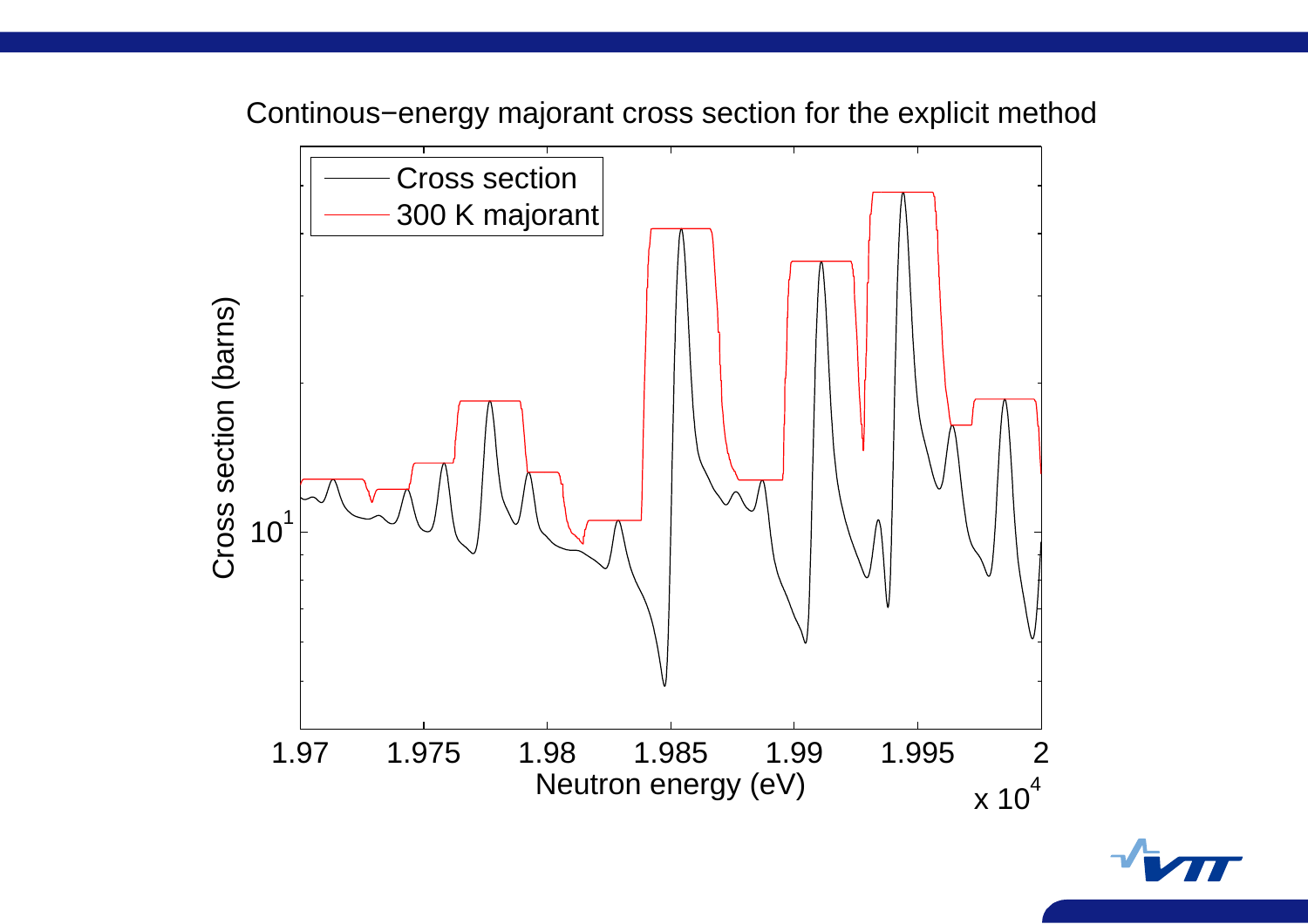Continous−energy majorant cross section for the explicit method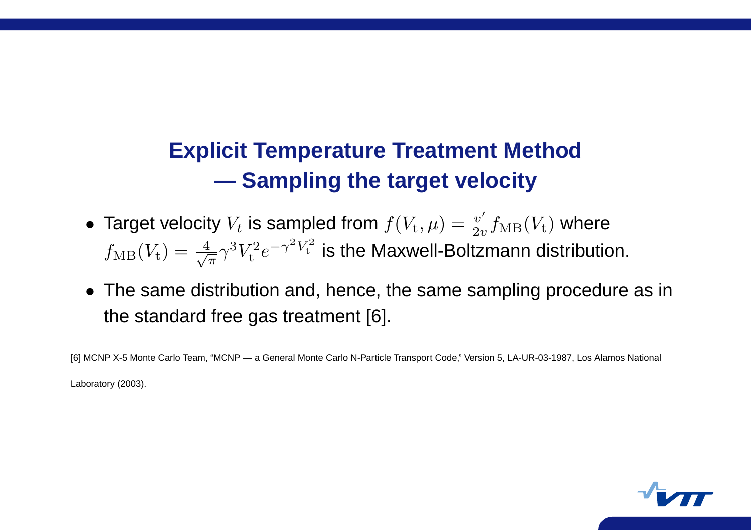## Explicit Temperature Treatment Method — Sampling the target velocity

- Target velocity $V_t$ is sampled from $f(V_\mathrm{t}, \mu) = \frac{v'}{2v} f_\mathrm{MB}(V_\mathrm{t})$ where $f_\mathrm{MB}(V_\mathrm{t}) = \frac{4}{\sqrt{\pi}} \gamma^3 V_\mathrm{t}^2 e^{-\gamma^2 V_\mathrm{t}^2}$ is the Maxwell-Boltzmann distribution.
- The same distribution and, hence, the same sampling procedure as in the standard free gas treatment [6].

[6] MCNP X-5 Monte Carlo Team, "MCNP — a General Monte Carlo N-Particle Transport Code," Version 5, LA-UR-03-1987, Los Alamos National Laboratory (2003).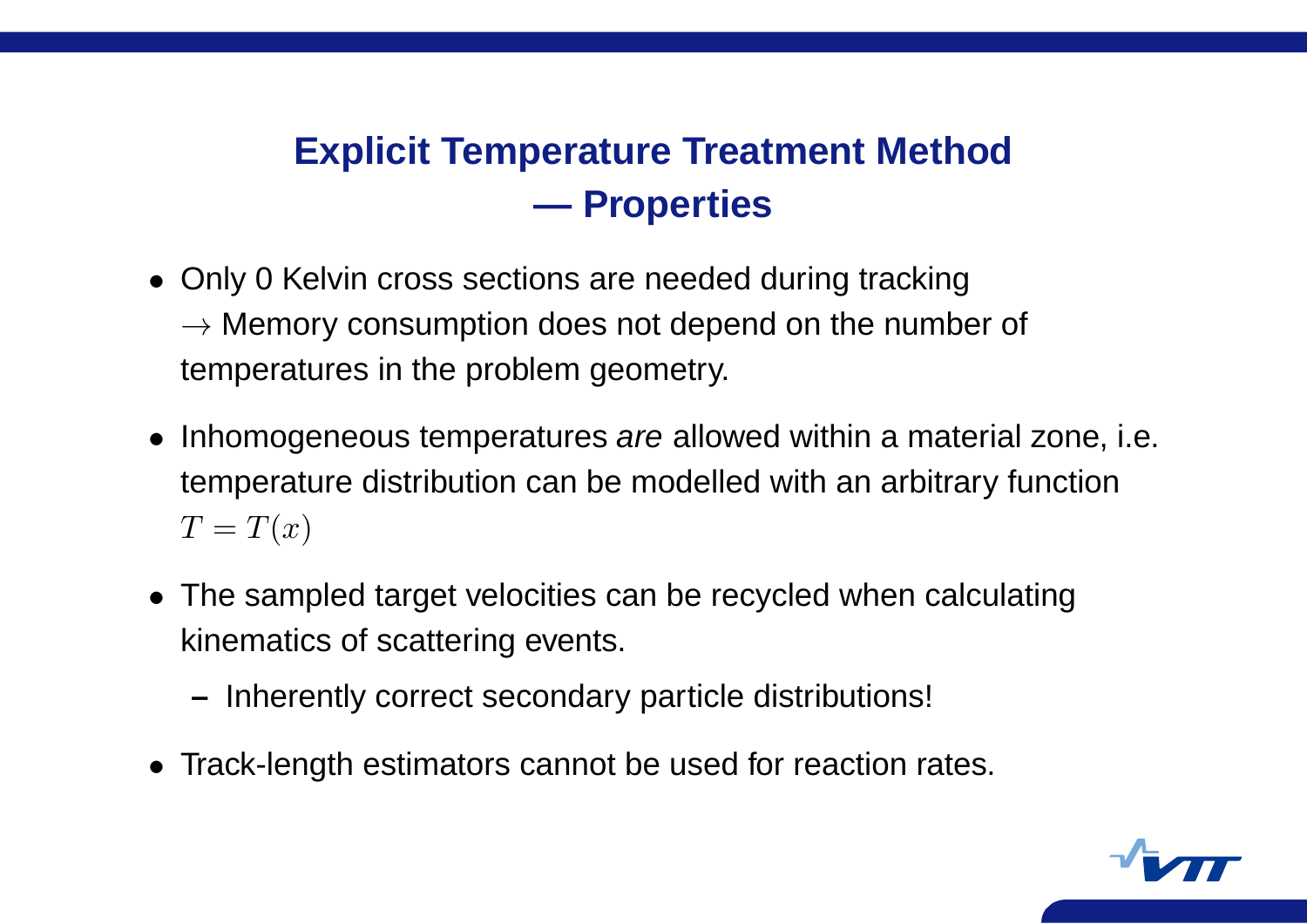# Explicit Temperature Treatment Method — Properties

- Only 0 Kelvin cross sections are needed during tracking $\rightarrow$ Memory consumption does not depend on the number of temperatures in the problem geometry.
- Inhomogeneous temperatures *are* allowed within a material zone, i.e. temperature distribution can be modelled with an arbitrary function $T = T(x)$
- The sampled target velocities can be recycled when calculating kinematics of scattering events.
  - Inherently correct secondary particle distributions!
- Track-length estimators cannot be used for reaction rates.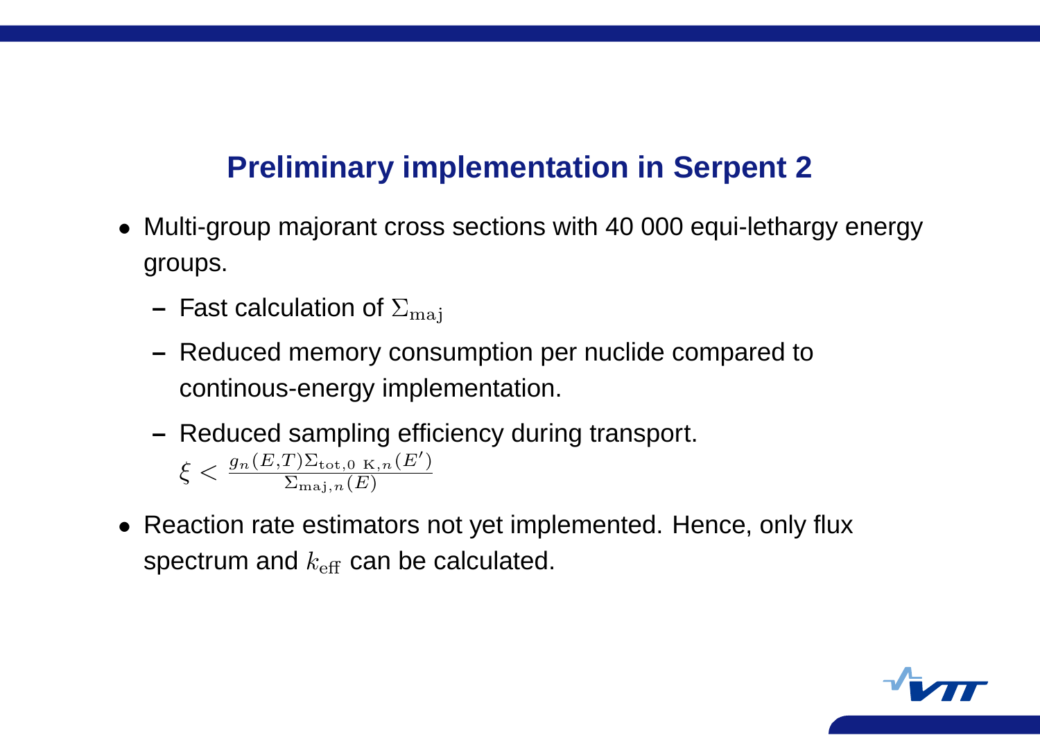## Preliminary implementation in Serpent 2

- Multi-group majorant cross sections with 40 000 equi-lethargy energy groups.
  - Fast calculation of $\Sigma_{\mathrm{maj}}$
  - Reduced memory consumption per nuclide compared to continous-energy implementation.
  - Reduced sampling efficiency during transport. $\xi < \frac{g_n(E,T)\Sigma_{\mathrm{tot,0\ K},n}(E')}{\Sigma_{\mathrm{maj},n}(E)}$
- Reaction rate estimators not yet implemented. Hence, only flux spectrum and $k_{\mathrm{eff}}$ can be calculated.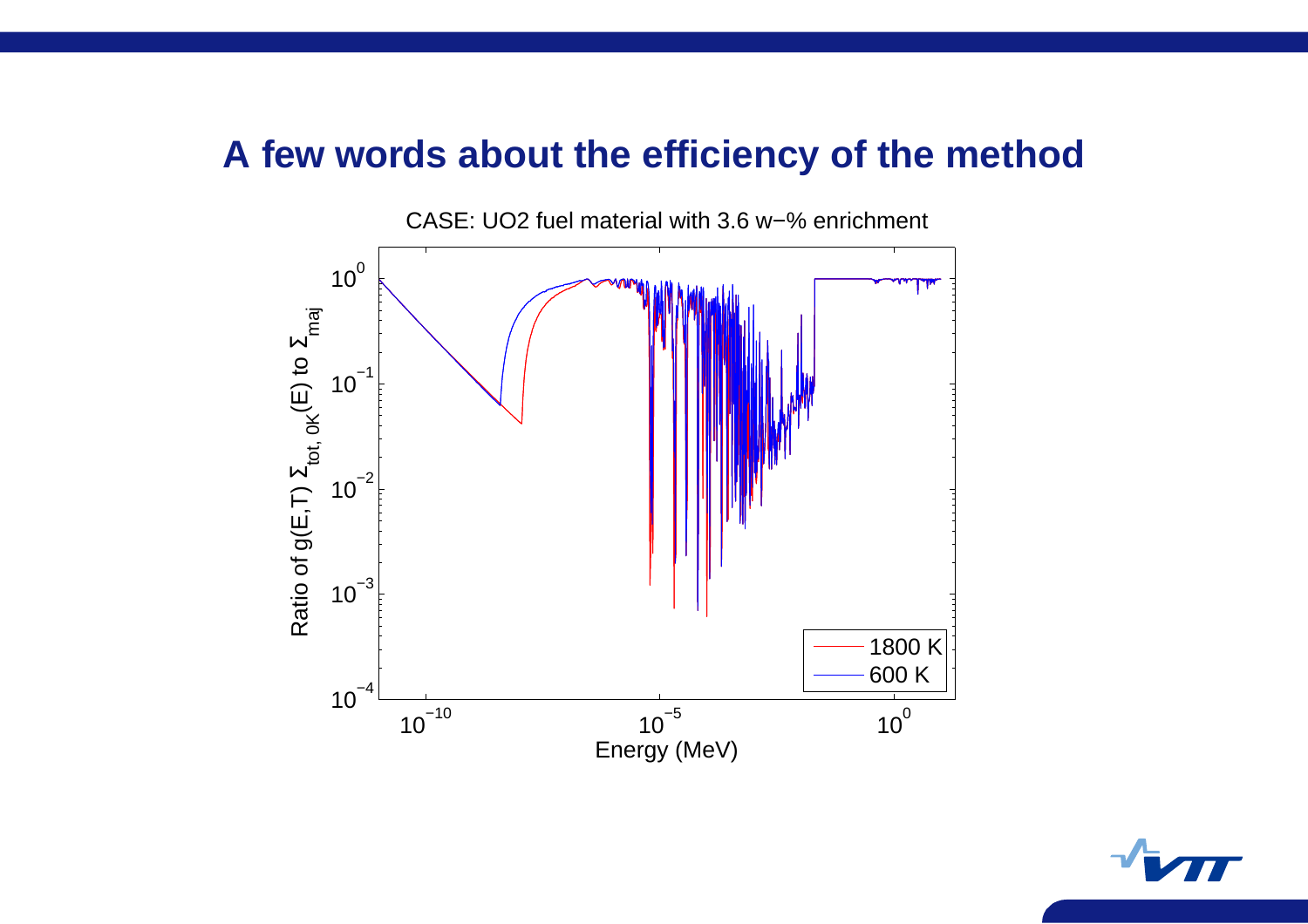## A few words about the efficiency of the method

CASE: UO2 fuel material with 3.6 w−% enrichment

Ratio of $g(E,T)$ $\Sigma_{tot,\,0K}(E)$ to $\Sigma_{maj}$

Energy (MeV)

1800 K

600 K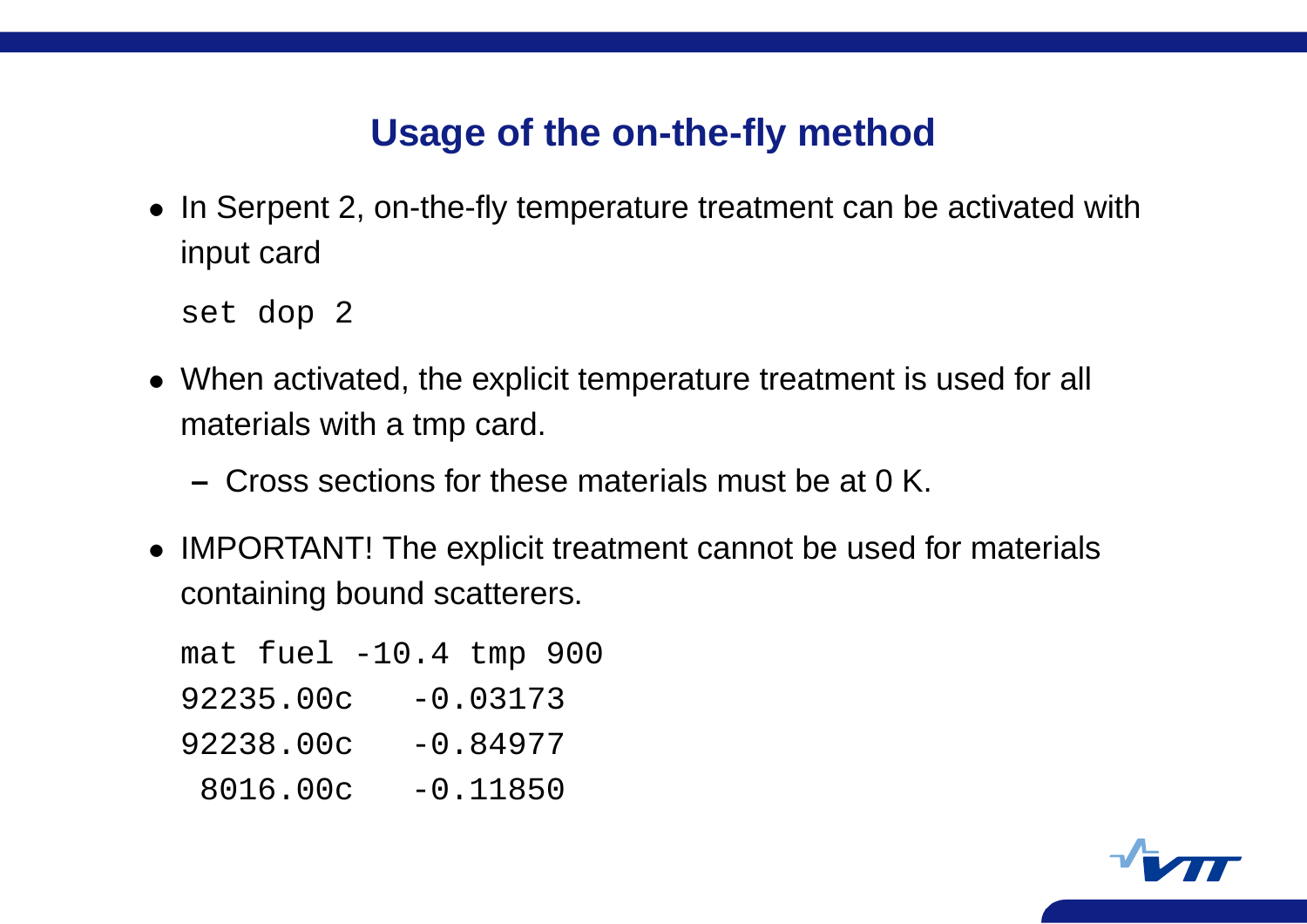# Usage of the on-the-fly method

- In Serpent 2, on-the-fly temperature treatment can be activated with input card

```
set dop 2
```

- When activated, the explicit temperature treatment is used for all materials with a tmp card.
  - Cross sections for these materials must be at 0 K.
- IMPORTANT! The explicit treatment cannot be used for materials containing bound scatterers.

```
mat fuel -10.4 tmp 900
92235.00c   -0.03173
92238.00c   -0.84977
 8016.00c   -0.11850
```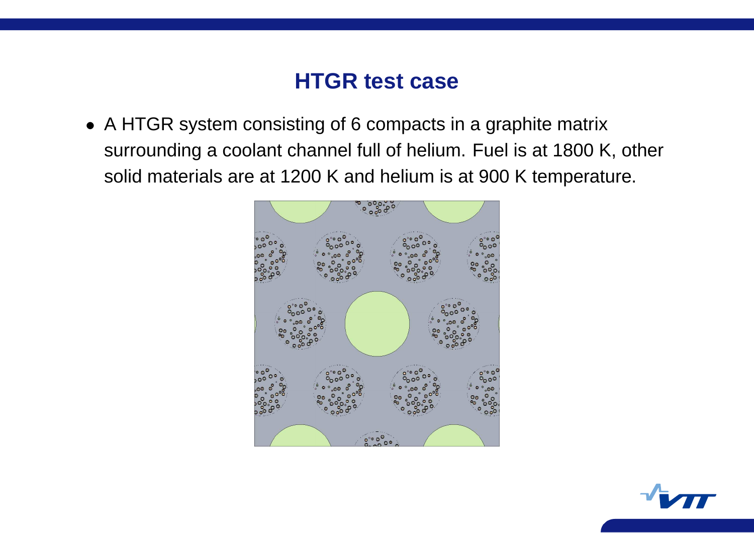# HTGR test case

- A HTGR system consisting of 6 compacts in a graphite matrix surrounding a coolant channel full of helium. Fuel is at 1800 K, other solid materials are at 1200 K and helium is at 900 K temperature.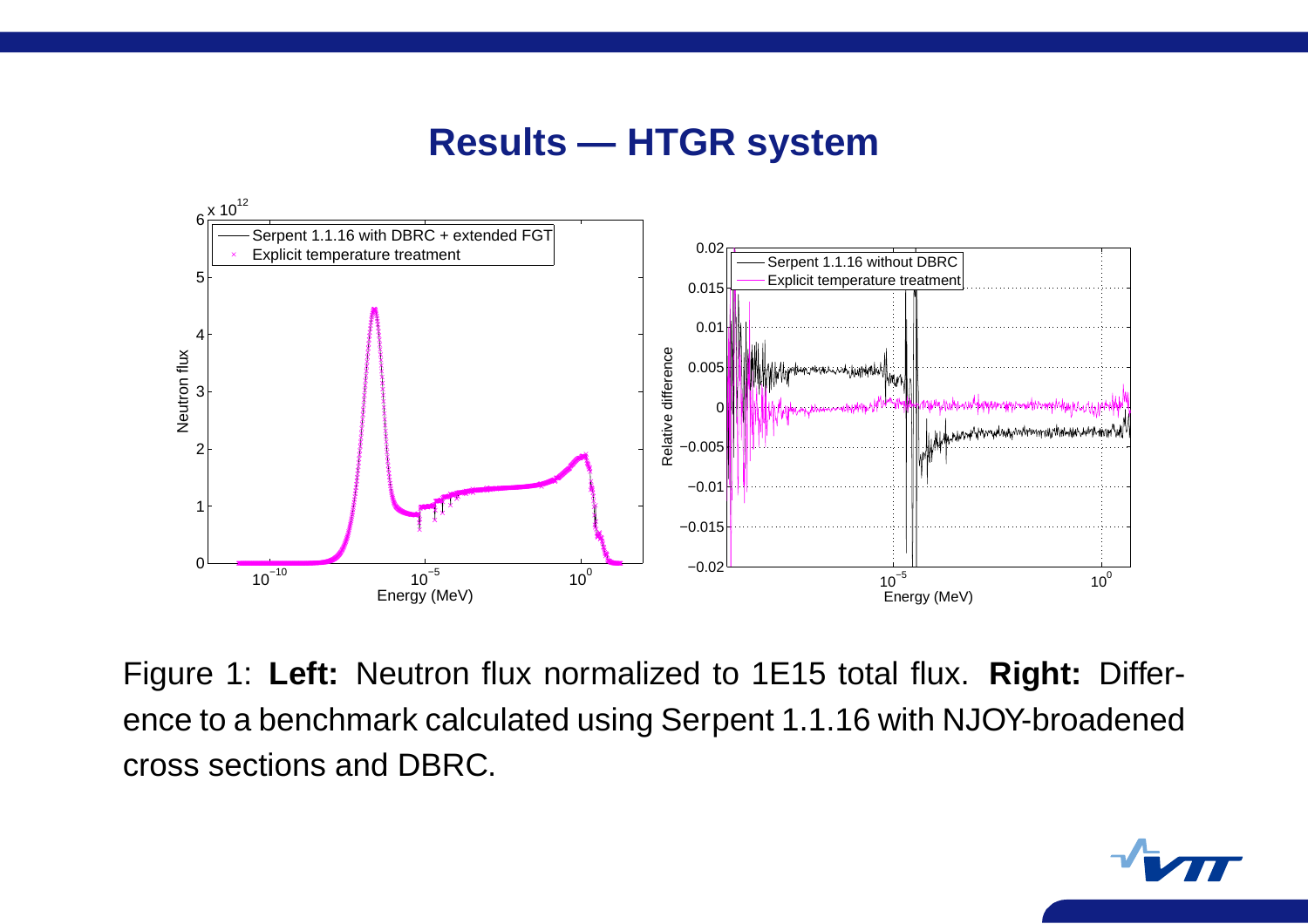# Results — HTGR system

Figure 1: **Left:** Neutron flux normalized to 1E15 total flux. **Right:** Difference to a benchmark calculated using Serpent 1.1.16 with NJOY-broadened cross sections and DBRC.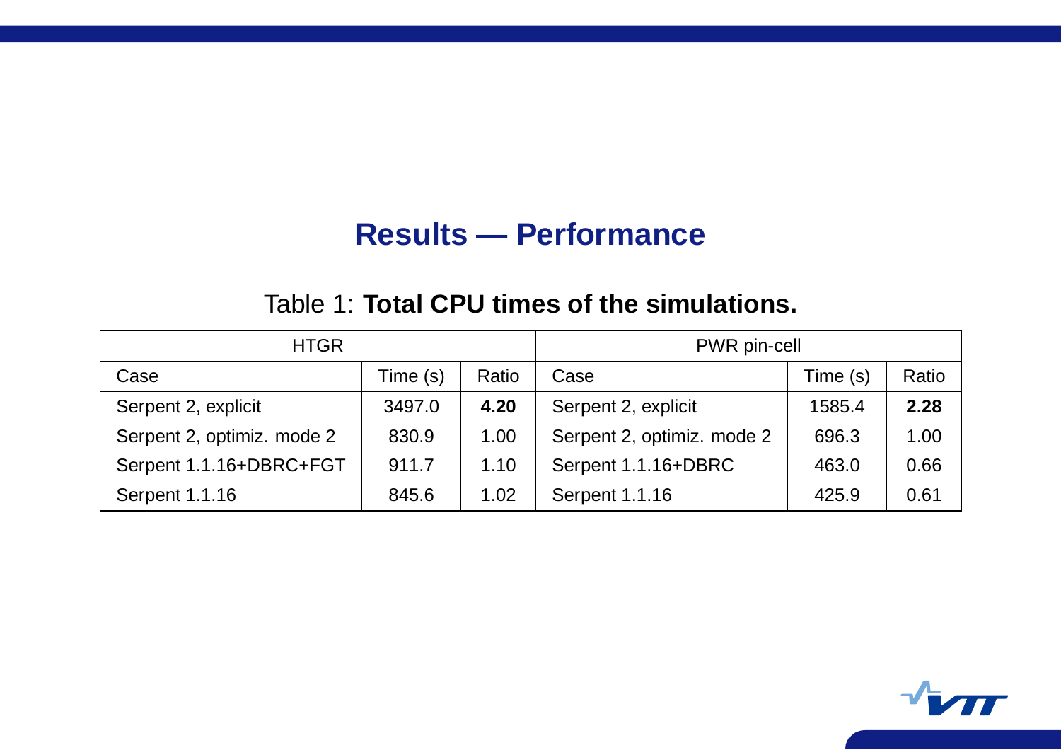# Results — Performance

Table 1: **Total CPU times of the simulations.**

| HTGR | | | PWR pin-cell | | |
|---|---|---|---|---|---|
| Case | Time (s) | Ratio | Case | Time (s) | Ratio |
| Serpent 2, explicit | 3497.0 | **4.20** | Serpent 2, explicit | 1585.4 | **2.28** |
| Serpent 2, optimiz. mode 2 | 830.9 | 1.00 | Serpent 2, optimiz. mode 2 | 696.3 | 1.00 |
| Serpent 1.1.16+DBRC+FGT | 911.7 | 1.10 | Serpent 1.1.16+DBRC | 463.0 | 0.66 |
| Serpent 1.1.16 | 845.6 | 1.02 | Serpent 1.1.16 | 425.9 | 0.61 |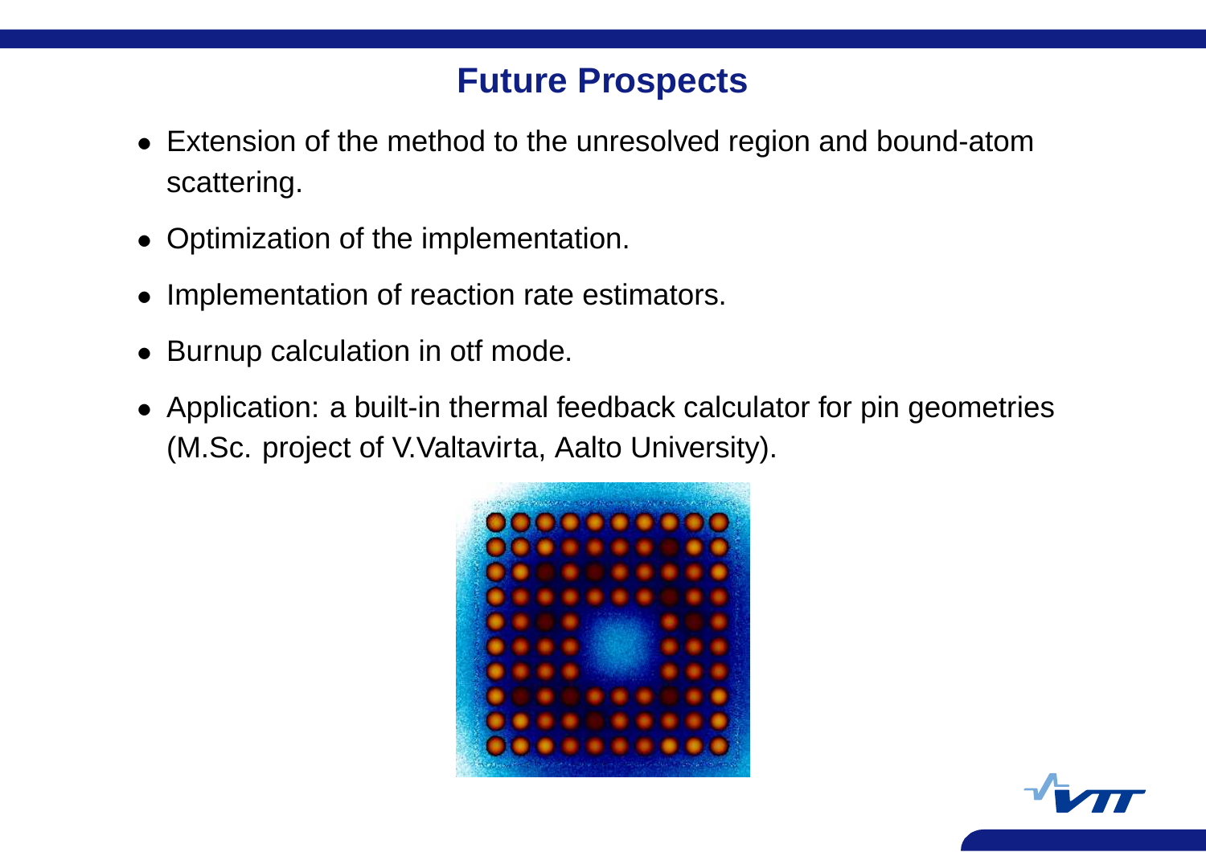# Future Prospects

- Extension of the method to the unresolved region and bound-atom scattering.
- Optimization of the implementation.
- Implementation of reaction rate estimators.
- Burnup calculation in otf mode.
- Application: a built-in thermal feedback calculator for pin geometries (M.Sc. project of V.Valtavirta, Aalto University).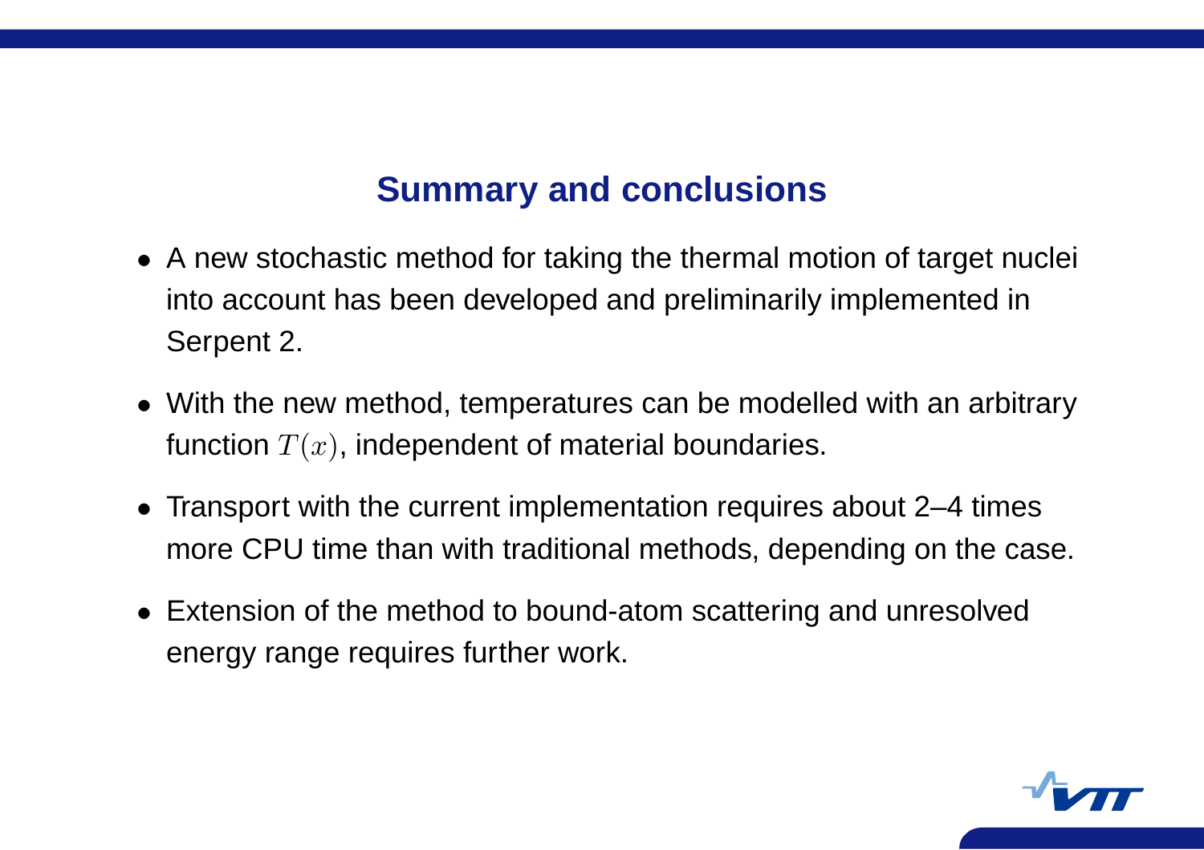## Summary and conclusions

- A new stochastic method for taking the thermal motion of target nuclei into account has been developed and preliminarily implemented in Serpent 2.
- With the new method, temperatures can be modelled with an arbitrary function $T(x)$, independent of material boundaries.
- Transport with the current implementation requires about 2–4 times more CPU time than with traditional methods, depending on the case.
- Extension of the method to bound-atom scattering and unresolved energy range requires further work.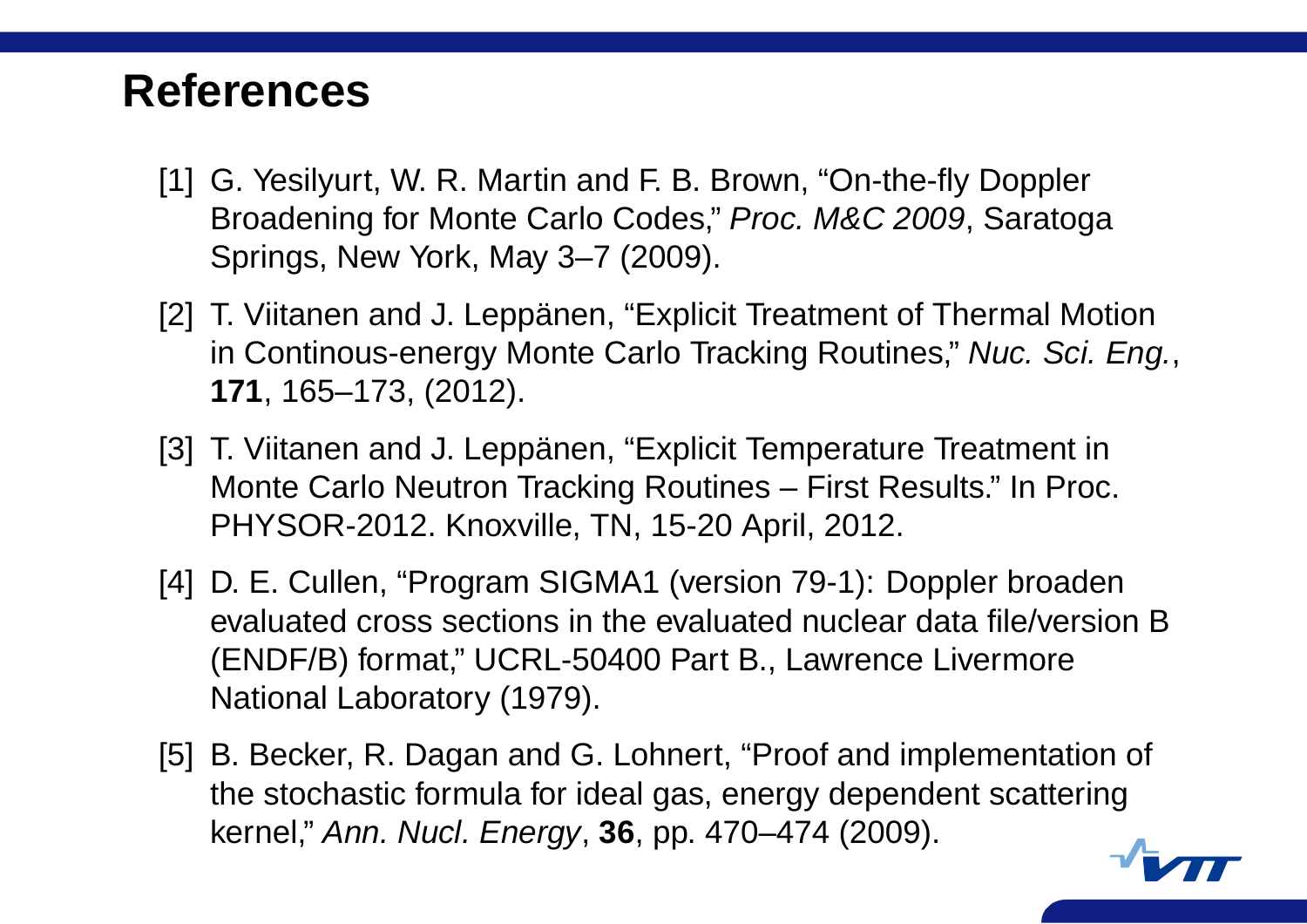# References

[1] G. Yesilyurt, W. R. Martin and F. B. Brown, “On-the-fly Doppler Broadening for Monte Carlo Codes,” *Proc. M&C 2009*, Saratoga Springs, New York, May 3–7 (2009).

[2] T. Viitanen and J. Leppänen, “Explicit Treatment of Thermal Motion in Continous-energy Monte Carlo Tracking Routines,” *Nuc. Sci. Eng.*, **171**, 165–173, (2012).

[3] T. Viitanen and J. Leppänen, “Explicit Temperature Treatment in Monte Carlo Neutron Tracking Routines – First Results.” In Proc. PHYSOR-2012. Knoxville, TN, 15-20 April, 2012.

[4] D. E. Cullen, “Program SIGMA1 (version 79-1): Doppler broaden evaluated cross sections in the evaluated nuclear data file/version B (ENDF/B) format,” UCRL-50400 Part B., Lawrence Livermore National Laboratory (1979).

[5] B. Becker, R. Dagan and G. Lohnert, “Proof and implementation of the stochastic formula for ideal gas, energy dependent scattering kernel,” *Ann. Nucl. Energy*, **36**, pp. 470–474 (2009).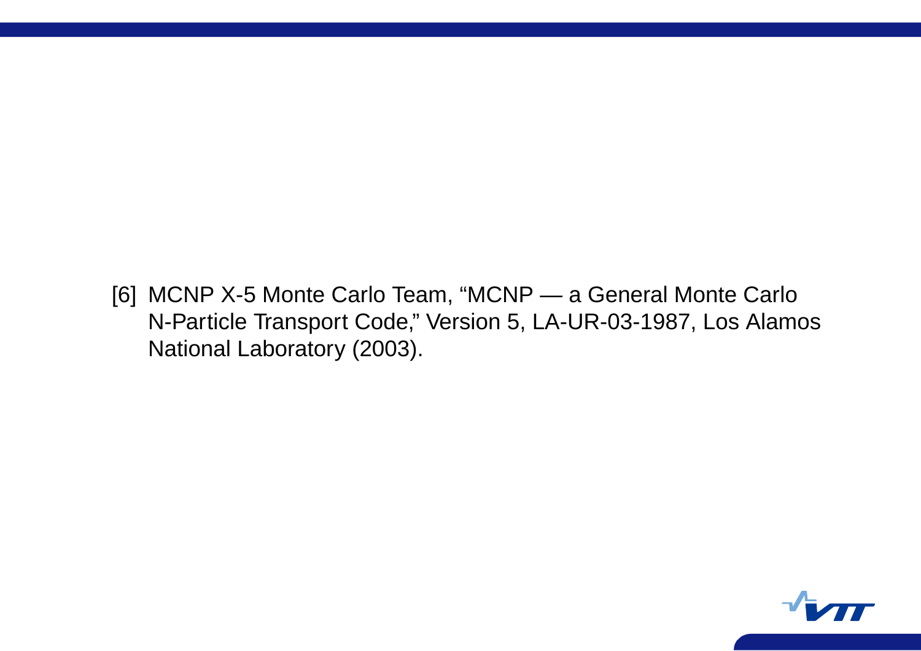[6] MCNP X-5 Monte Carlo Team, “MCNP — a General Monte Carlo N-Particle Transport Code,” Version 5, LA-UR-03-1987, Los Alamos National Laboratory (2003).